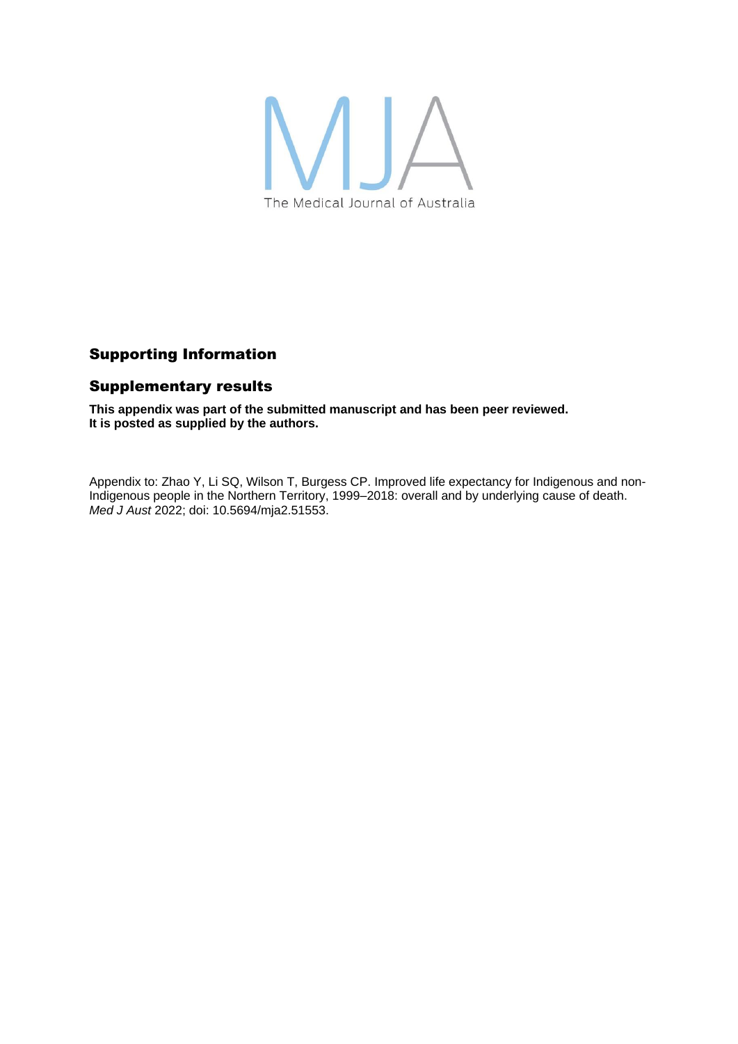MJA

The Medical Journal of Australia

## Supporting Information

## Supplementary results

**This appendix was part of the submitted manuscript and has been peer reviewed. It is posted as supplied by the authors.**

Appendix to: Zhao Y, Li SQ, Wilson T, Burgess CP. Improved life expectancy for Indigenous and non-Indigenous people in the Northern Territory, 1999–2018: overall and by underlying cause of death. *Med J Aust* 2022; doi: 10.5694/mja2.51553.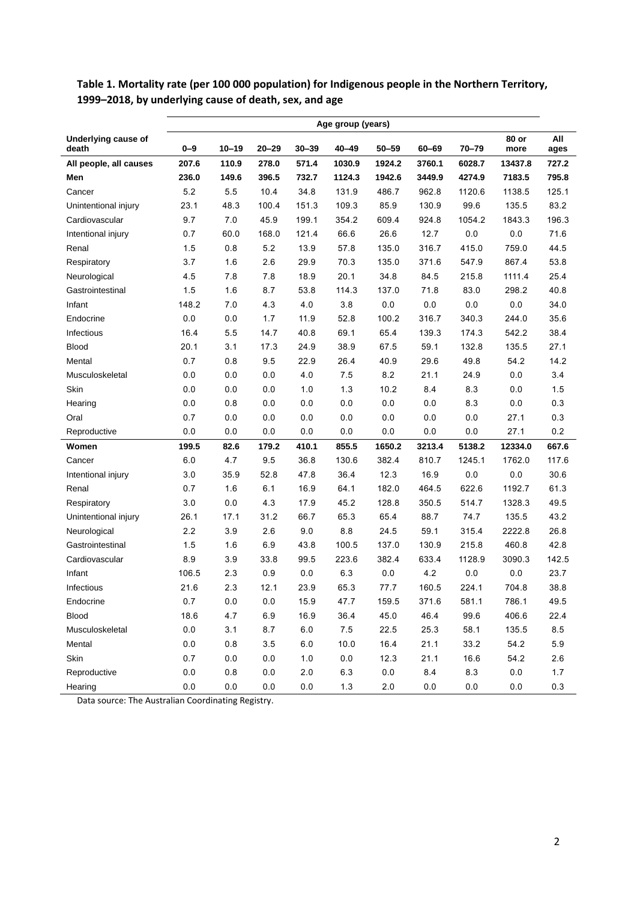**Table 1. Mortality rate (per 100 000 population) for Indigenous people in the Northern Territory, 1999–2018, by underlying cause of death, sex, and age**

| | Age group (years) | | | | | | | | | |
|---|---|---|---|---|---|---|---|---|---|---|
| **Underlying cause of death** | **0–9** | **10–19** | **20–29** | **30–39** | **40–49** | **50–59** | **60–69** | **70–79** | **80 or more** | **All ages** |
| **All people, all causes** | **207.6** | **110.9** | **278.0** | **571.4** | **1030.9** | **1924.2** | **3760.1** | **6028.7** | **13437.8** | **727.2** |
| **Men** | **236.0** | **149.6** | **396.5** | **732.7** | **1124.3** | **1942.6** | **3449.9** | **4274.9** | **7183.5** | **795.8** |
| Cancer | 5.2 | 5.5 | 10.4 | 34.8 | 131.9 | 486.7 | 962.8 | 1120.6 | 1138.5 | 125.1 |
| Unintentional injury | 23.1 | 48.3 | 100.4 | 151.3 | 109.3 | 85.9 | 130.9 | 99.6 | 135.5 | 83.2 |
| Cardiovascular | 9.7 | 7.0 | 45.9 | 199.1 | 354.2 | 609.4 | 924.8 | 1054.2 | 1843.3 | 196.3 |
| Intentional injury | 0.7 | 60.0 | 168.0 | 121.4 | 66.6 | 26.6 | 12.7 | 0.0 | 0.0 | 71.6 |
| Renal | 1.5 | 0.8 | 5.2 | 13.9 | 57.8 | 135.0 | 316.7 | 415.0 | 759.0 | 44.5 |
| Respiratory | 3.7 | 1.6 | 2.6 | 29.9 | 70.3 | 135.0 | 371.6 | 547.9 | 867.4 | 53.8 |
| Neurological | 4.5 | 7.8 | 7.8 | 18.9 | 20.1 | 34.8 | 84.5 | 215.8 | 1111.4 | 25.4 |
| Gastrointestinal | 1.5 | 1.6 | 8.7 | 53.8 | 114.3 | 137.0 | 71.8 | 83.0 | 298.2 | 40.8 |
| Infant | 148.2 | 7.0 | 4.3 | 4.0 | 3.8 | 0.0 | 0.0 | 0.0 | 0.0 | 34.0 |
| Endocrine | 0.0 | 0.0 | 1.7 | 11.9 | 52.8 | 100.2 | 316.7 | 340.3 | 244.0 | 35.6 |
| Infectious | 16.4 | 5.5 | 14.7 | 40.8 | 69.1 | 65.4 | 139.3 | 174.3 | 542.2 | 38.4 |
| Blood | 20.1 | 3.1 | 17.3 | 24.9 | 38.9 | 67.5 | 59.1 | 132.8 | 135.5 | 27.1 |
| Mental | 0.7 | 0.8 | 9.5 | 22.9 | 26.4 | 40.9 | 29.6 | 49.8 | 54.2 | 14.2 |
| Musculoskeletal | 0.0 | 0.0 | 0.0 | 4.0 | 7.5 | 8.2 | 21.1 | 24.9 | 0.0 | 3.4 |
| Skin | 0.0 | 0.0 | 0.0 | 1.0 | 1.3 | 10.2 | 8.4 | 8.3 | 0.0 | 1.5 |
| Hearing | 0.0 | 0.8 | 0.0 | 0.0 | 0.0 | 0.0 | 0.0 | 8.3 | 0.0 | 0.3 |
| Oral | 0.7 | 0.0 | 0.0 | 0.0 | 0.0 | 0.0 | 0.0 | 0.0 | 27.1 | 0.3 |
| Reproductive | 0.0 | 0.0 | 0.0 | 0.0 | 0.0 | 0.0 | 0.0 | 0.0 | 27.1 | 0.2 |
| **Women** | **199.5** | **82.6** | **179.2** | **410.1** | **855.5** | **1650.2** | **3213.4** | **5138.2** | **12334.0** | **667.6** |
| Cancer | 6.0 | 4.7 | 9.5 | 36.8 | 130.6 | 382.4 | 810.7 | 1245.1 | 1762.0 | 117.6 |
| Intentional injury | 3.0 | 35.9 | 52.8 | 47.8 | 36.4 | 12.3 | 16.9 | 0.0 | 0.0 | 30.6 |
| Renal | 0.7 | 1.6 | 6.1 | 16.9 | 64.1 | 182.0 | 464.5 | 622.6 | 1192.7 | 61.3 |
| Respiratory | 3.0 | 0.0 | 4.3 | 17.9 | 45.2 | 128.8 | 350.5 | 514.7 | 1328.3 | 49.5 |
| Unintentional injury | 26.1 | 17.1 | 31.2 | 66.7 | 65.3 | 65.4 | 88.7 | 74.7 | 135.5 | 43.2 |
| Neurological | 2.2 | 3.9 | 2.6 | 9.0 | 8.8 | 24.5 | 59.1 | 315.4 | 2222.8 | 26.8 |
| Gastrointestinal | 1.5 | 1.6 | 6.9 | 43.8 | 100.5 | 137.0 | 130.9 | 215.8 | 460.8 | 42.8 |
| Cardiovascular | 8.9 | 3.9 | 33.8 | 99.5 | 223.6 | 382.4 | 633.4 | 1128.9 | 3090.3 | 142.5 |
| Infant | 106.5 | 2.3 | 0.9 | 0.0 | 6.3 | 0.0 | 4.2 | 0.0 | 0.0 | 23.7 |
| Infectious | 21.6 | 2.3 | 12.1 | 23.9 | 65.3 | 77.7 | 160.5 | 224.1 | 704.8 | 38.8 |
| Endocrine | 0.7 | 0.0 | 0.0 | 15.9 | 47.7 | 159.5 | 371.6 | 581.1 | 786.1 | 49.5 |
| Blood | 18.6 | 4.7 | 6.9 | 16.9 | 36.4 | 45.0 | 46.4 | 99.6 | 406.6 | 22.4 |
| Musculoskeletal | 0.0 | 3.1 | 8.7 | 6.0 | 7.5 | 22.5 | 25.3 | 58.1 | 135.5 | 8.5 |
| Mental | 0.0 | 0.8 | 3.5 | 6.0 | 10.0 | 16.4 | 21.1 | 33.2 | 54.2 | 5.9 |
| Skin | 0.7 | 0.0 | 0.0 | 1.0 | 0.0 | 12.3 | 21.1 | 16.6 | 54.2 | 2.6 |
| Reproductive | 0.0 | 0.8 | 0.0 | 2.0 | 6.3 | 0.0 | 8.4 | 8.3 | 0.0 | 1.7 |
| Hearing | 0.0 | 0.0 | 0.0 | 0.0 | 1.3 | 2.0 | 0.0 | 0.0 | 0.0 | 0.3 |

Data source: The Australian Coordinating Registry.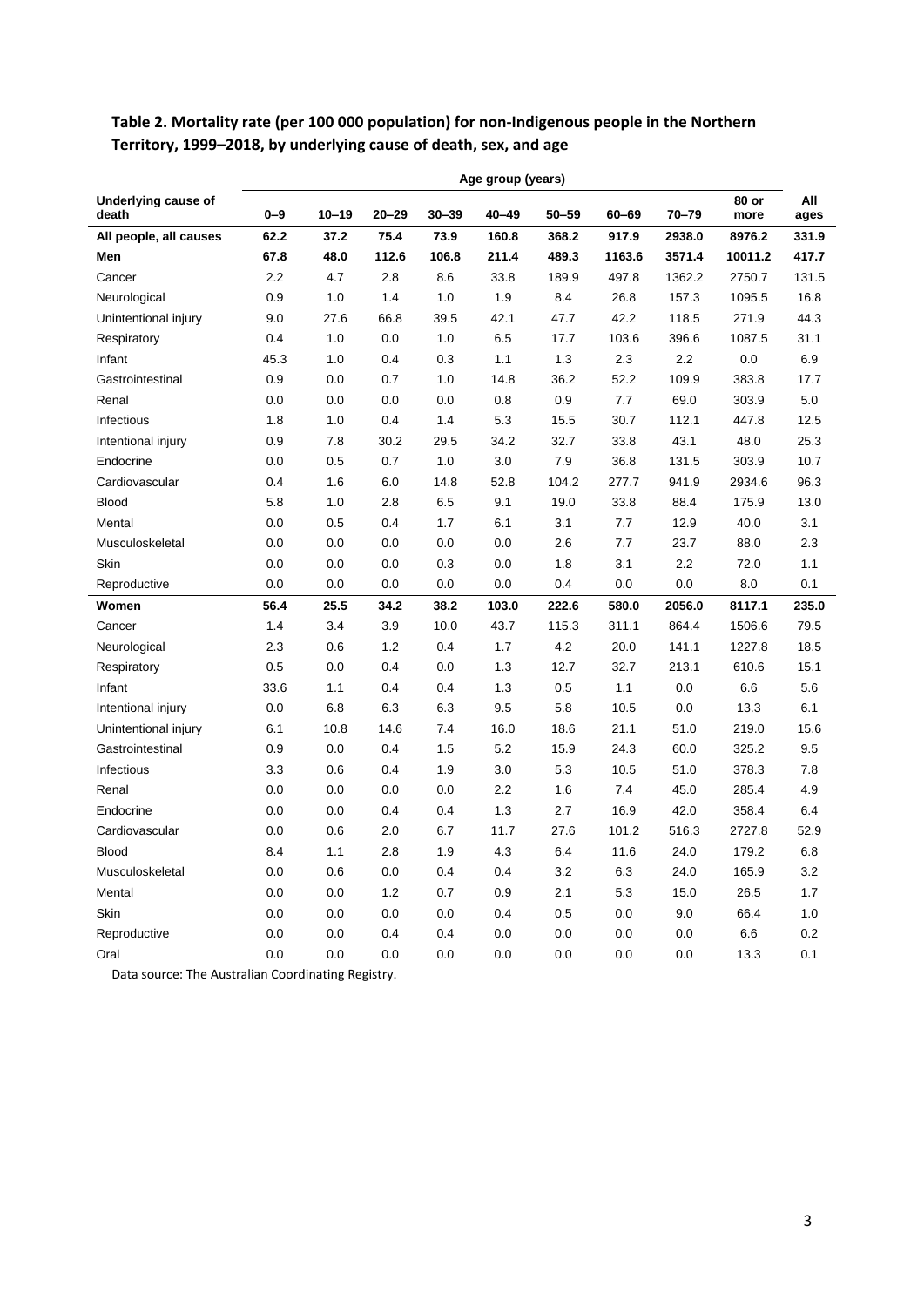**Table 2. Mortality rate (per 100 000 population) for non-Indigenous people in the Northern Territory, 1999–2018, by underlying cause of death, sex, and age**

| Underlying cause of death | Age group (years) | | | | | | | | | |
|---|---|---|---|---|---|---|---|---|---|---|
| | 0–9 | 10–19 | 20–29 | 30–39 | 40–49 | 50–59 | 60–69 | 70–79 | 80 or more | All ages |
| **All people, all causes** | **62.2** | **37.2** | **75.4** | **73.9** | **160.8** | **368.2** | **917.9** | **2938.0** | **8976.2** | **331.9** |
| **Men** | **67.8** | **48.0** | **112.6** | **106.8** | **211.4** | **489.3** | **1163.6** | **3571.4** | **10011.2** | **417.7** |
| Cancer | 2.2 | 4.7 | 2.8 | 8.6 | 33.8 | 189.9 | 497.8 | 1362.2 | 2750.7 | 131.5 |
| Neurological | 0.9 | 1.0 | 1.4 | 1.0 | 1.9 | 8.4 | 26.8 | 157.3 | 1095.5 | 16.8 |
| Unintentional injury | 9.0 | 27.6 | 66.8 | 39.5 | 42.1 | 47.7 | 42.2 | 118.5 | 271.9 | 44.3 |
| Respiratory | 0.4 | 1.0 | 0.0 | 1.0 | 6.5 | 17.7 | 103.6 | 396.6 | 1087.5 | 31.1 |
| Infant | 45.3 | 1.0 | 0.4 | 0.3 | 1.1 | 1.3 | 2.3 | 2.2 | 0.0 | 6.9 |
| Gastrointestinal | 0.9 | 0.0 | 0.7 | 1.0 | 14.8 | 36.2 | 52.2 | 109.9 | 383.8 | 17.7 |
| Renal | 0.0 | 0.0 | 0.0 | 0.0 | 0.8 | 0.9 | 7.7 | 69.0 | 303.9 | 5.0 |
| Infectious | 1.8 | 1.0 | 0.4 | 1.4 | 5.3 | 15.5 | 30.7 | 112.1 | 447.8 | 12.5 |
| Intentional injury | 0.9 | 7.8 | 30.2 | 29.5 | 34.2 | 32.7 | 33.8 | 43.1 | 48.0 | 25.3 |
| Endocrine | 0.0 | 0.5 | 0.7 | 1.0 | 3.0 | 7.9 | 36.8 | 131.5 | 303.9 | 10.7 |
| Cardiovascular | 0.4 | 1.6 | 6.0 | 14.8 | 52.8 | 104.2 | 277.7 | 941.9 | 2934.6 | 96.3 |
| Blood | 5.8 | 1.0 | 2.8 | 6.5 | 9.1 | 19.0 | 33.8 | 88.4 | 175.9 | 13.0 |
| Mental | 0.0 | 0.5 | 0.4 | 1.7 | 6.1 | 3.1 | 7.7 | 12.9 | 40.0 | 3.1 |
| Musculoskeletal | 0.0 | 0.0 | 0.0 | 0.0 | 0.0 | 2.6 | 7.7 | 23.7 | 88.0 | 2.3 |
| Skin | 0.0 | 0.0 | 0.0 | 0.3 | 0.0 | 1.8 | 3.1 | 2.2 | 72.0 | 1.1 |
| Reproductive | 0.0 | 0.0 | 0.0 | 0.0 | 0.0 | 0.4 | 0.0 | 0.0 | 8.0 | 0.1 |
| **Women** | **56.4** | **25.5** | **34.2** | **38.2** | **103.0** | **222.6** | **580.0** | **2056.0** | **8117.1** | **235.0** |
| Cancer | 1.4 | 3.4 | 3.9 | 10.0 | 43.7 | 115.3 | 311.1 | 864.4 | 1506.6 | 79.5 |
| Neurological | 2.3 | 0.6 | 1.2 | 0.4 | 1.7 | 4.2 | 20.0 | 141.1 | 1227.8 | 18.5 |
| Respiratory | 0.5 | 0.0 | 0.4 | 0.0 | 1.3 | 12.7 | 32.7 | 213.1 | 610.6 | 15.1 |
| Infant | 33.6 | 1.1 | 0.4 | 0.4 | 1.3 | 0.5 | 1.1 | 0.0 | 6.6 | 5.6 |
| Intentional injury | 0.0 | 6.8 | 6.3 | 6.3 | 9.5 | 5.8 | 10.5 | 0.0 | 13.3 | 6.1 |
| Unintentional injury | 6.1 | 10.8 | 14.6 | 7.4 | 16.0 | 18.6 | 21.1 | 51.0 | 219.0 | 15.6 |
| Gastrointestinal | 0.9 | 0.0 | 0.4 | 1.5 | 5.2 | 15.9 | 24.3 | 60.0 | 325.2 | 9.5 |
| Infectious | 3.3 | 0.6 | 0.4 | 1.9 | 3.0 | 5.3 | 10.5 | 51.0 | 378.3 | 7.8 |
| Renal | 0.0 | 0.0 | 0.0 | 0.0 | 2.2 | 1.6 | 7.4 | 45.0 | 285.4 | 4.9 |
| Endocrine | 0.0 | 0.0 | 0.4 | 0.4 | 1.3 | 2.7 | 16.9 | 42.0 | 358.4 | 6.4 |
| Cardiovascular | 0.0 | 0.6 | 2.0 | 6.7 | 11.7 | 27.6 | 101.2 | 516.3 | 2727.8 | 52.9 |
| Blood | 8.4 | 1.1 | 2.8 | 1.9 | 4.3 | 6.4 | 11.6 | 24.0 | 179.2 | 6.8 |
| Musculoskeletal | 0.0 | 0.6 | 0.0 | 0.4 | 0.4 | 3.2 | 6.3 | 24.0 | 165.9 | 3.2 |
| Mental | 0.0 | 0.0 | 1.2 | 0.7 | 0.9 | 2.1 | 5.3 | 15.0 | 26.5 | 1.7 |
| Skin | 0.0 | 0.0 | 0.0 | 0.0 | 0.4 | 0.5 | 0.0 | 9.0 | 66.4 | 1.0 |
| Reproductive | 0.0 | 0.0 | 0.4 | 0.4 | 0.0 | 0.0 | 0.0 | 0.0 | 6.6 | 0.2 |
| Oral | 0.0 | 0.0 | 0.0 | 0.0 | 0.0 | 0.0 | 0.0 | 0.0 | 13.3 | 0.1 |

Data source: The Australian Coordinating Registry.